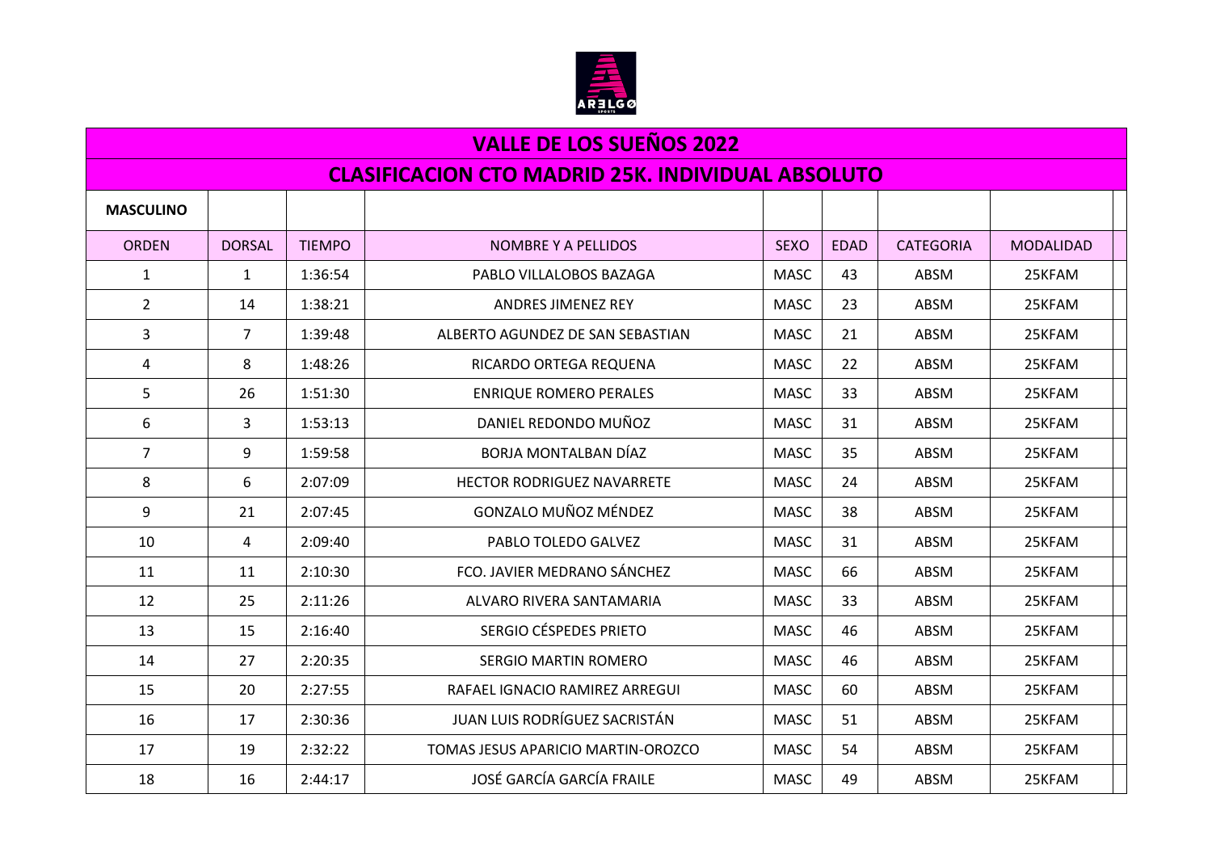# VALLE DE LOS SUEÑOS 2022

## CLASIFICACION CTO MADRID 25K. INDIVIDUAL ABSOLUTO

| MASCULINO | | | | | | | |
|---|---|---|---|---|---|---|---|
| ORDEN | DORSAL | TIEMPO | NOMBRE Y A PELLIDOS | SEXO | EDAD | CATEGORIA | MODALIDAD |
| 1 | 1 | 1:36:54 | PABLO VILLALOBOS BAZAGA | MASC | 43 | ABSM | 25KFAM |
| 2 | 14 | 1:38:21 | ANDRES JIMENEZ REY | MASC | 23 | ABSM | 25KFAM |
| 3 | 7 | 1:39:48 | ALBERTO AGUNDEZ DE SAN SEBASTIAN | MASC | 21 | ABSM | 25KFAM |
| 4 | 8 | 1:48:26 | RICARDO ORTEGA REQUENA | MASC | 22 | ABSM | 25KFAM |
| 5 | 26 | 1:51:30 | ENRIQUE ROMERO PERALES | MASC | 33 | ABSM | 25KFAM |
| 6 | 3 | 1:53:13 | DANIEL REDONDO MUÑOZ | MASC | 31 | ABSM | 25KFAM |
| 7 | 9 | 1:59:58 | BORJA MONTALBAN DÍAZ | MASC | 35 | ABSM | 25KFAM |
| 8 | 6 | 2:07:09 | HECTOR RODRIGUEZ NAVARRETE | MASC | 24 | ABSM | 25KFAM |
| 9 | 21 | 2:07:45 | GONZALO MUÑOZ MÉNDEZ | MASC | 38 | ABSM | 25KFAM |
| 10 | 4 | 2:09:40 | PABLO TOLEDO GALVEZ | MASC | 31 | ABSM | 25KFAM |
| 11 | 11 | 2:10:30 | FCO. JAVIER MEDRANO SÁNCHEZ | MASC | 66 | ABSM | 25KFAM |
| 12 | 25 | 2:11:26 | ALVARO RIVERA SANTAMARIA | MASC | 33 | ABSM | 25KFAM |
| 13 | 15 | 2:16:40 | SERGIO CÉSPEDES PRIETO | MASC | 46 | ABSM | 25KFAM |
| 14 | 27 | 2:20:35 | SERGIO MARTIN ROMERO | MASC | 46 | ABSM | 25KFAM |
| 15 | 20 | 2:27:55 | RAFAEL IGNACIO RAMIREZ ARREGUI | MASC | 60 | ABSM | 25KFAM |
| 16 | 17 | 2:30:36 | JUAN LUIS RODRÍGUEZ SACRISTÁN | MASC | 51 | ABSM | 25KFAM |
| 17 | 19 | 2:32:22 | TOMAS JESUS APARICIO MARTIN-OROZCO | MASC | 54 | ABSM | 25KFAM |
| 18 | 16 | 2:44:17 | JOSÉ GARCÍA GARCÍA FRAILE | MASC | 49 | ABSM | 25KFAM |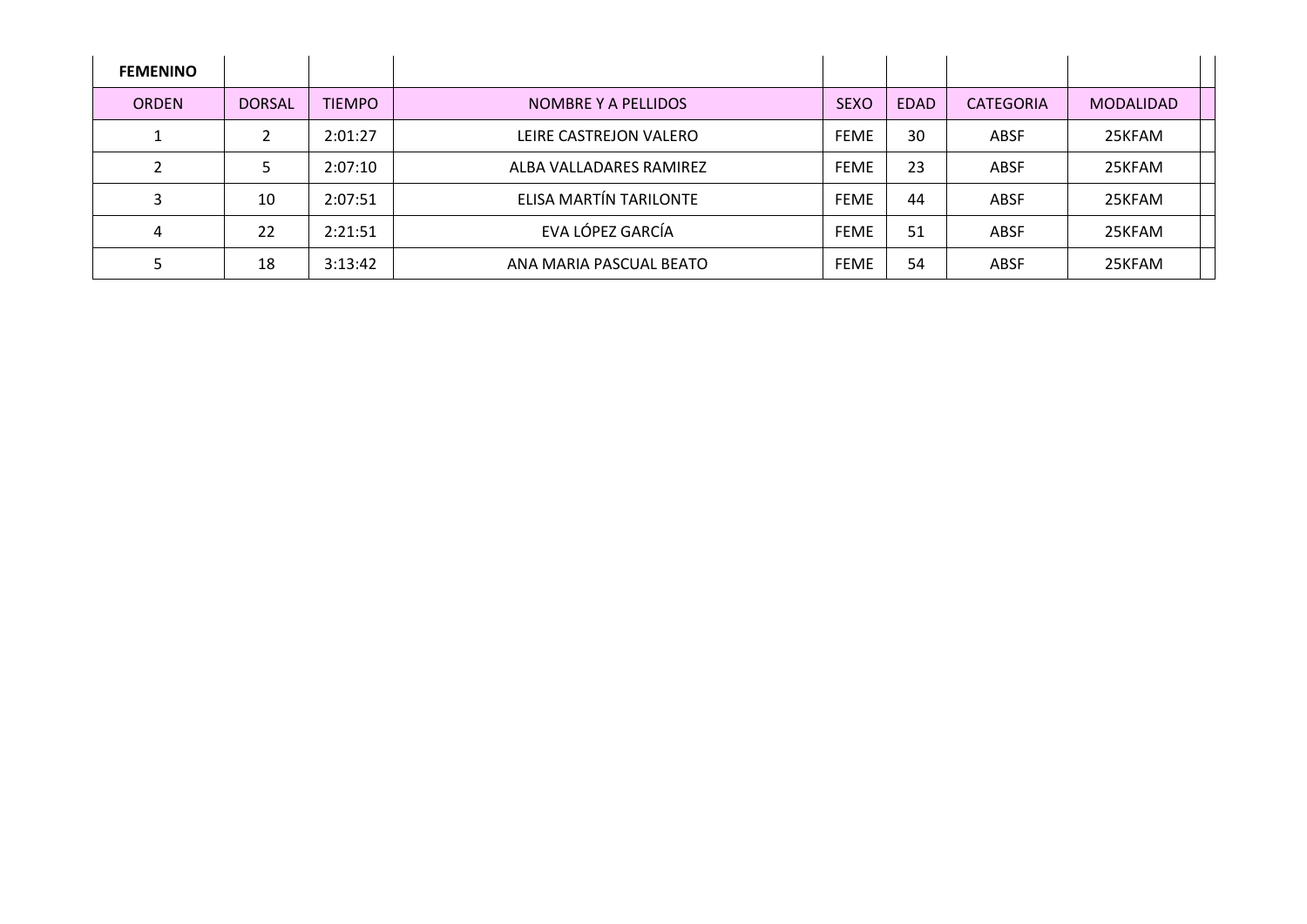| **FEMENINO** | | | | | | | | |
|---|---|---|---|---|---|---|---|---|
| ORDEN | DORSAL | TIEMPO | NOMBRE Y A PELLIDOS | SEXO | EDAD | CATEGORIA | MODALIDAD | |
| 1 | 2 | 2:01:27 | LEIRE CASTREJON VALERO | FEME | 30 | ABSF | 25KFAM | |
| 2 | 5 | 2:07:10 | ALBA VALLADARES RAMIREZ | FEME | 23 | ABSF | 25KFAM | |
| 3 | 10 | 2:07:51 | ELISA MARTÍN TARILONTE | FEME | 44 | ABSF | 25KFAM | |
| 4 | 22 | 2:21:51 | EVA LÓPEZ GARCÍA | FEME | 51 | ABSF | 25KFAM | |
| 5 | 18 | 3:13:42 | ANA MARIA PASCUAL BEATO | FEME | 54 | ABSF | 25KFAM | |